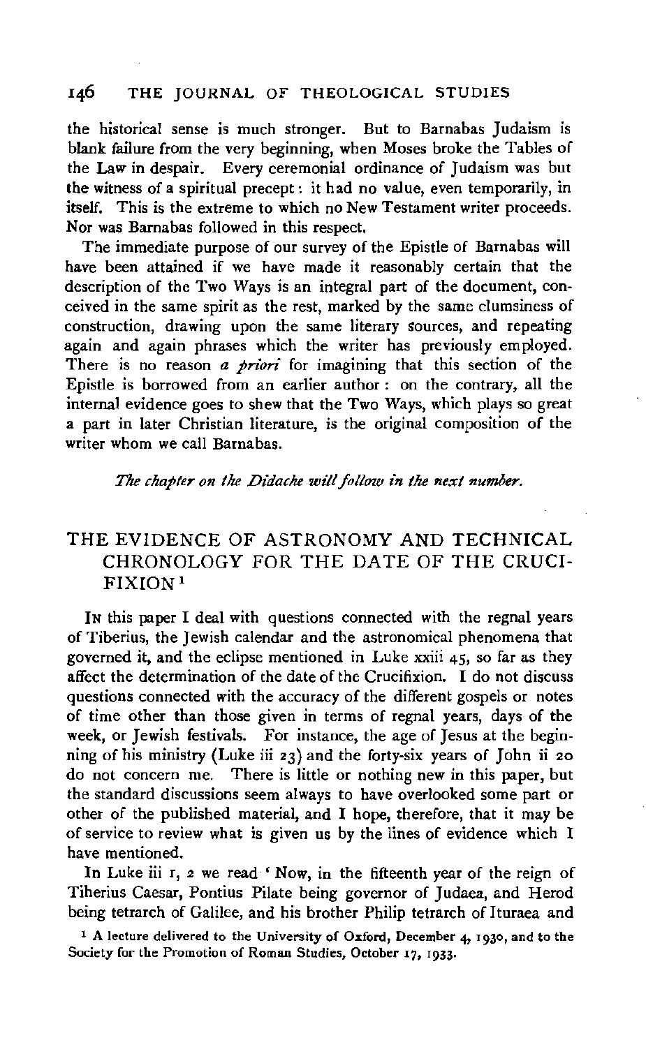the historical sense is much stronger. But to Barnabas Judaism is blank failure from the very beginning, when Moses broke the Tables of the Law in despair. Every ceremonial ordinance of Judaism was but the witness of a spiritual precept: it had no value, even temporarily, in itself. This is the extreme to which no New Testament writer proceeds. Nor was Barnabas followed in this respect.

The immediate purpose of our survey of the Epistle of Barnabas will have been attained if we have made it reasonably certain that the description of the Two Ways is an integral part of the document, conceived in the same spirit as the rest, marked by the same clumsiness of construction, drawing upon the same literary sources, and repeating again and again phrases which the writer has previously employed. There is no reason *a priori* for imagining that this section of the Epistle is borrowed from an earlier author: on the contrary, all the internal evidence goes to shew that the Two Ways, which plays so great a part in later Christian literature, is the original composition of the writer whom we call Barnabas.

*The chapter on the Didache will follow in the next number.*

## THE EVIDENCE OF ASTRONOMY AND TECHNICAL CHRONOLOGY FOR THE DATE OF THE CRUCIFIXION[1]

IN this paper I deal with questions connected with the regnal years of Tiberius, the Jewish calendar and the astronomical phenomena that governed it, and the eclipse mentioned in Luke xxiii 45, so far as they affect the determination of the date of the Crucifixion. I do not discuss questions connected with the accuracy of the different gospels or notes of time other than those given in terms of regnal years, days of the week, or Jewish festivals. For instance, the age of Jesus at the beginning of his ministry (Luke iii 23) and the forty-six years of John ii 20 do not concern me. There is little or nothing new in this paper, but the standard discussions seem always to have overlooked some part or other of the published material, and I hope, therefore, that it may be of service to review what is given us by the lines of evidence which I have mentioned.

In Luke iii 1, 2 we read 'Now, in the fifteenth year of the reign of Tiberius Caesar, Pontius Pilate being governor of Judaea, and Herod being tetrarch of Galilee, and his brother Philip tetrarch of Ituraea and

[1] A lecture delivered to the University of Oxford, December 4, 1930, and to the Society for the Promotion of Roman Studies, October 17, 1933.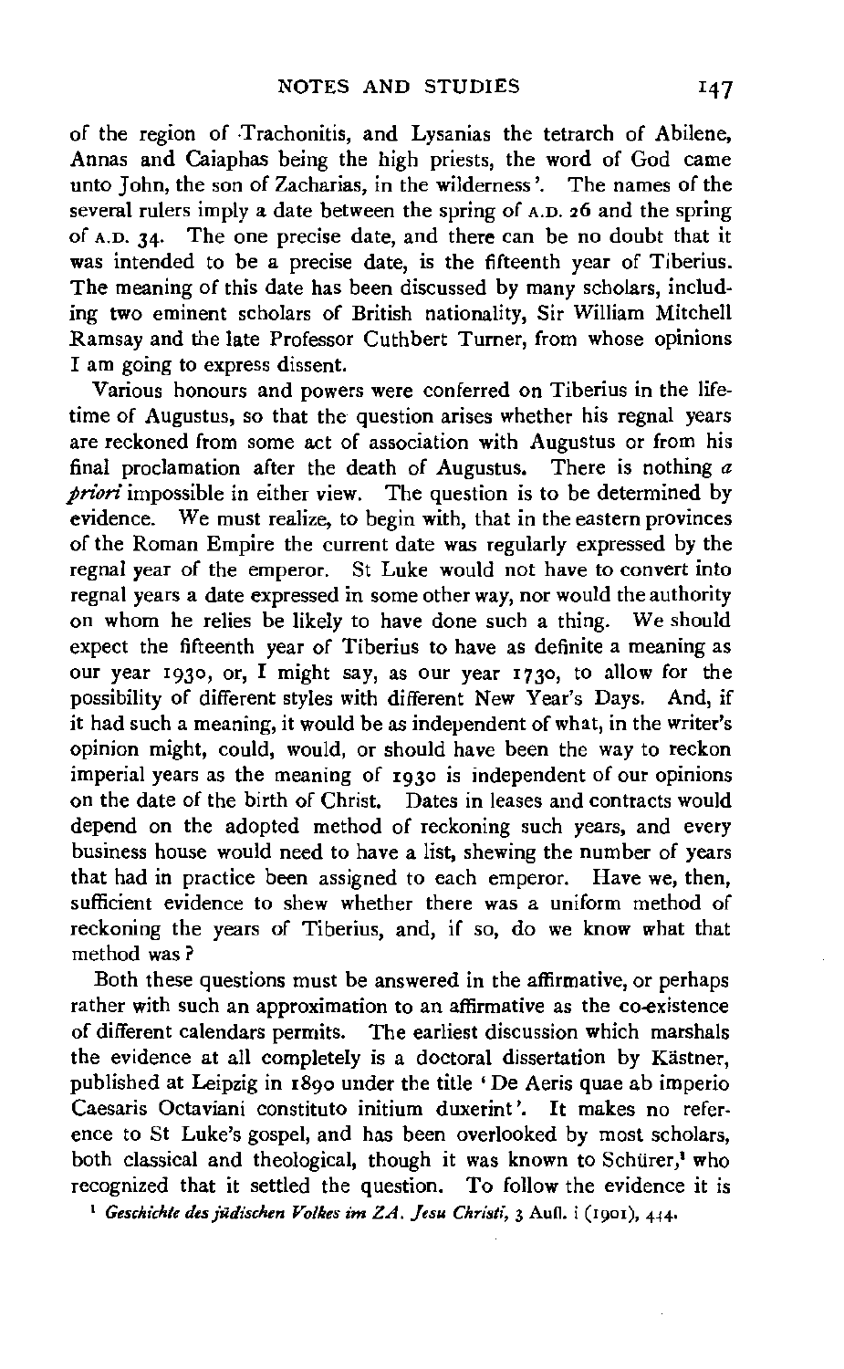of the region of Trachonitis, and Lysanias the tetrarch of Abilene, Annas and Caiaphas being the high priests, the word of God came unto John, the son of Zacharias, in the wilderness'. The names of the several rulers imply a date between the spring of A.D. 26 and the spring of A.D. 34. The one precise date, and there can be no doubt that it was intended to be a precise date, is the fifteenth year of Tiberius. The meaning of this date has been discussed by many scholars, including two eminent scholars of British nationality, Sir William Mitchell Ramsay and the late Professor Cuthbert Turner, from whose opinions I am going to express dissent.

Various honours and powers were conferred on Tiberius in the lifetime of Augustus, so that the question arises whether his regnal years are reckoned from some act of association with Augustus or from his final proclamation after the death of Augustus. There is nothing *a priori* impossible in either view. The question is to be determined by evidence. We must realize, to begin with, that in the eastern provinces of the Roman Empire the current date was regularly expressed by the regnal year of the emperor. St Luke would not have to convert into regnal years a date expressed in some other way, nor would the authority on whom he relies be likely to have done such a thing. We should expect the fifteenth year of Tiberius to have as definite a meaning as our year 1930, or, I might say, as our year 1730, to allow for the possibility of different styles with different New Year's Days. And, if it had such a meaning, it would be as independent of what, in the writer's opinion might, could, would, or should have been the way to reckon imperial years as the meaning of 1930 is independent of our opinions on the date of the birth of Christ. Dates in leases and contracts would depend on the adopted method of reckoning such years, and every business house would need to have a list, shewing the number of years that had in practice been assigned to each emperor. Have we, then, sufficient evidence to shew whether there was a uniform method of reckoning the years of Tiberius, and, if so, do we know what that method was?

Both these questions must be answered in the affirmative, or perhaps rather with such an approximation to an affirmative as the co-existence of different calendars permits. The earliest discussion which marshals the evidence at all completely is a doctoral dissertation by Kästner, published at Leipzig in 1890 under the title 'De Aeris quae ab imperio Caesaris Octaviani constituto initium duxerint'. It makes no reference to St Luke's gospel, and has been overlooked by most scholars, both classical and theological, though it was known to Schürer,[1] who recognized that it settled the question. To follow the evidence it is

[1] *Geschichte des jüdischen Volkes im Z.A. Jesu Christi*, 3 Aufl. i (1901), 444.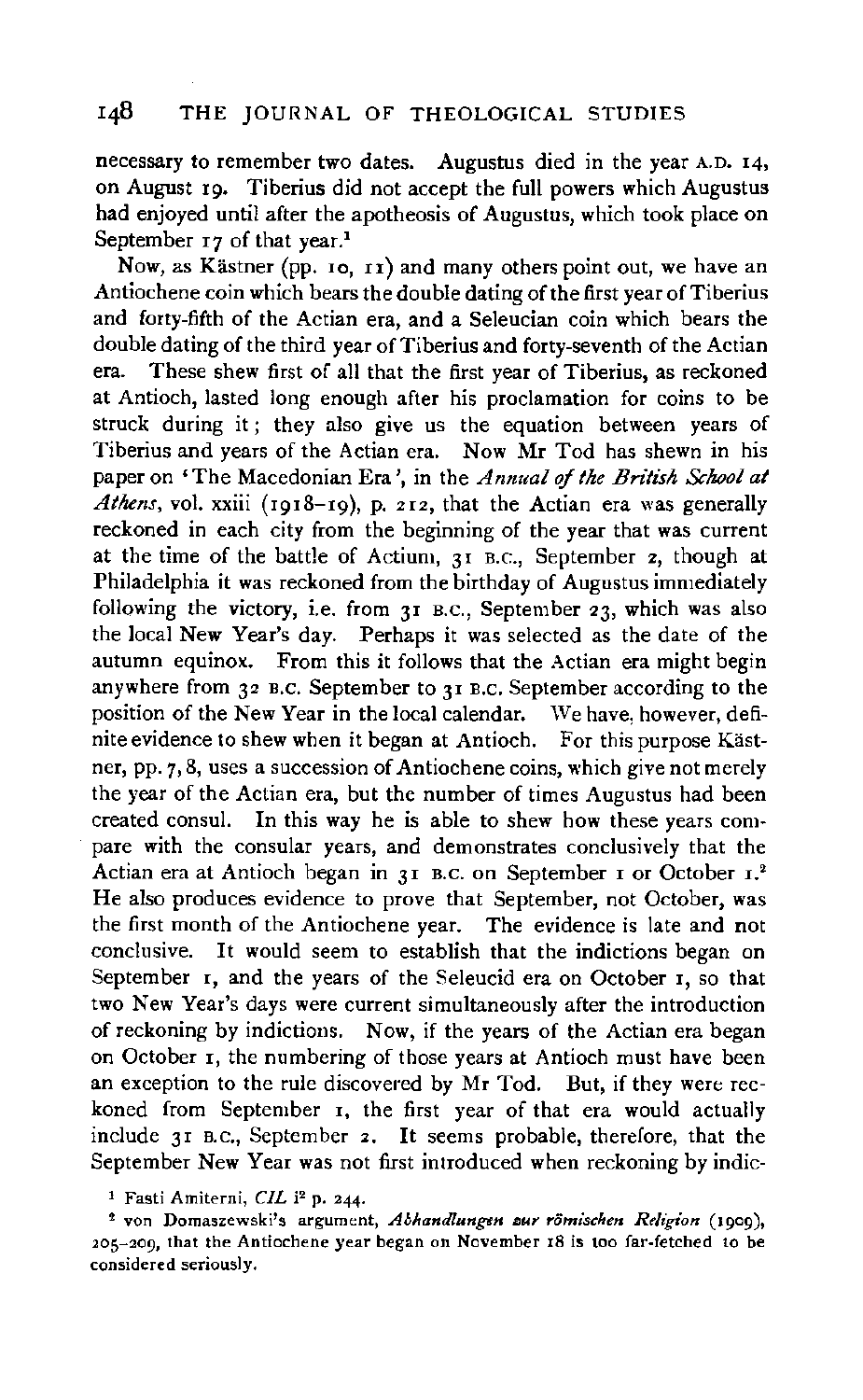necessary to remember two dates. Augustus died in the year A.D. 14, on August 19. Tiberius did not accept the full powers which Augustus had enjoyed until after the apotheosis of Augustus, which took place on September 17 of that year.[1]

Now, as Kästner (pp. 10, 11) and many others point out, we have an Antiochene coin which bears the double dating of the first year of Tiberius and forty-fifth of the Actian era, and a Seleucian coin which bears the double dating of the third year of Tiberius and forty-seventh of the Actian era. These shew first of all that the first year of Tiberius, as reckoned at Antioch, lasted long enough after his proclamation for coins to be struck during it; they also give us the equation between years of Tiberius and years of the Actian era. Now Mr Tod has shewn in his paper on 'The Macedonian Era', in the *Annual of the British School at Athens*, vol. xxiii (1918–19), p. 212, that the Actian era was generally reckoned in each city from the beginning of the year that was current at the time of the battle of Actium, 31 B.C., September 2, though at Philadelphia it was reckoned from the birthday of Augustus immediately following the victory, i.e. from 31 B.C., September 23, which was also the local New Year's day. Perhaps it was selected as the date of the autumn equinox. From this it follows that the Actian era might begin anywhere from 32 B.C. September to 31 B.C. September according to the position of the New Year in the local calendar. We have, however, definite evidence to shew when it began at Antioch. For this purpose Kästner, pp. 7, 8, uses a succession of Antiochene coins, which give not merely the year of the Actian era, but the number of times Augustus had been created consul. In this way he is able to shew how these years compare with the consular years, and demonstrates conclusively that the Actian era at Antioch began in 31 B.C. on September 1 or October 1.[2] He also produces evidence to prove that September, not October, was the first month of the Antiochene year. The evidence is late and not conclusive. It would seem to establish that the indictions began on September 1, and the years of the Seleucid era on October 1, so that two New Year's days were current simultaneously after the introduction of reckoning by indictions. Now, if the years of the Actian era began on October 1, the numbering of those years at Antioch must have been an exception to the rule discovered by Mr Tod. But, if they were reckoned from September 1, the first year of that era would actually include 31 B.C., September 2. It seems probable, therefore, that the September New Year was not first introduced when reckoning by indic-

[1] Fasti Amiterni, *CIL* i² p. 244.

[2] von Domaszewski's argument, *Abhandlungen zur römischen Religion* (1909), 205–209, that the Antiochene year began on November 18 is too far-fetched to be considered seriously.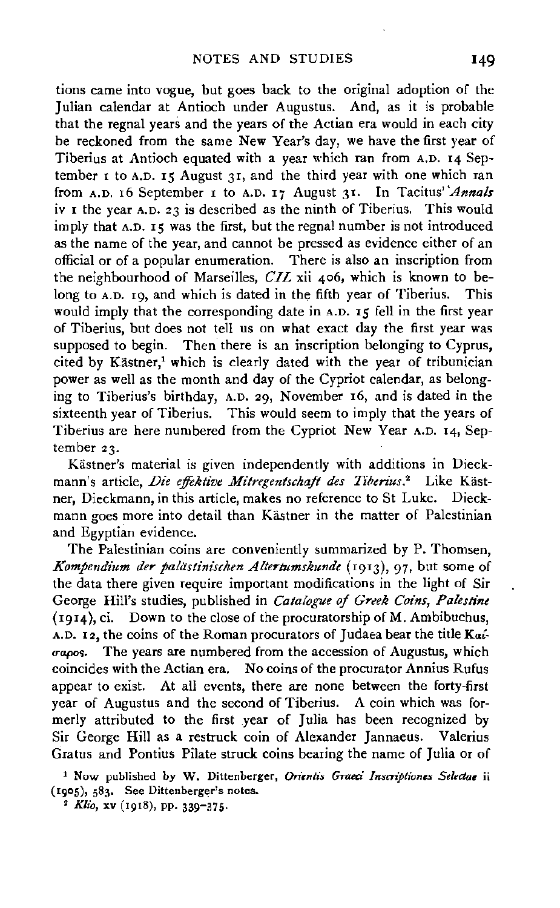tions came into vogue, but goes back to the original adoption of the Julian calendar at Antioch under Augustus. And, as it is probable that the regnal years and the years of the Actian era would in each city be reckoned from the same New Year's day, we have the first year of Tiberius at Antioch equated with a year which ran from A.D. 14 September 1 to A.D. 15 August 31, and the third year with one which ran from A.D. 16 September 1 to A.D. 17 August 31. In Tacitus' *Annals* iv 1 the year A.D. 23 is described as the ninth of Tiberius. This would imply that A.D. 15 was the first, but the regnal number is not introduced as the name of the year, and cannot be pressed as evidence either of an official or of a popular enumeration. There is also an inscription from the neighbourhood of Marseilles, *CIL* xii 406, which is known to belong to A.D. 19, and which is dated in the fifth year of Tiberius. This would imply that the corresponding date in A.D. 15 fell in the first year of Tiberius, but does not tell us on what exact day the first year was supposed to begin. Then there is an inscription belonging to Cyprus, cited by Kästner,[1] which is clearly dated with the year of tribunician power as well as the month and day of the Cypriot calendar, as belonging to Tiberius's birthday, A.D. 29, November 16, and is dated in the sixteenth year of Tiberius. This would seem to imply that the years of Tiberius are here numbered from the Cypriot New Year A.D. 14, September 23.

Kästner's material is given independently with additions in Dieckmann's article, *Die effektive Mitregentschaft des Tiberius*.[2] Like Kästner, Dieckmann, in this article, makes no reference to St Luke. Dieckmann goes more into detail than Kästner in the matter of Palestinian and Egyptian evidence.

The Palestinian coins are conveniently summarized by P. Thomsen, *Kompendium der palästinischen Altertumskunde* (1913), 97, but some of the data there given require important modifications in the light of Sir George Hill's studies, published in *Catalogue of Greek Coins, Palestine* (1914), ci. Down to the close of the procuratorship of M. Ambibuchus, A.D. 12, the coins of the Roman procurators of Judaea bear the title Καίσαρος. The years are numbered from the accession of Augustus, which coincides with the Actian era. No coins of the procurator Annius Rufus appear to exist. At all events, there are none between the forty-first year of Augustus and the second of Tiberius. A coin which was formerly attributed to the first year of Julia has been recognized by Sir George Hill as a restruck coin of Alexander Jannaeus. Valerius Gratus and Pontius Pilate struck coins bearing the name of Julia or of

[1] Now published by W. Dittenberger, *Orientis Graeci Inscriptiones Selectae* ii (1905), 583. See Dittenberger's notes.

[2] *Klio*, xv (1918), pp. 339–375.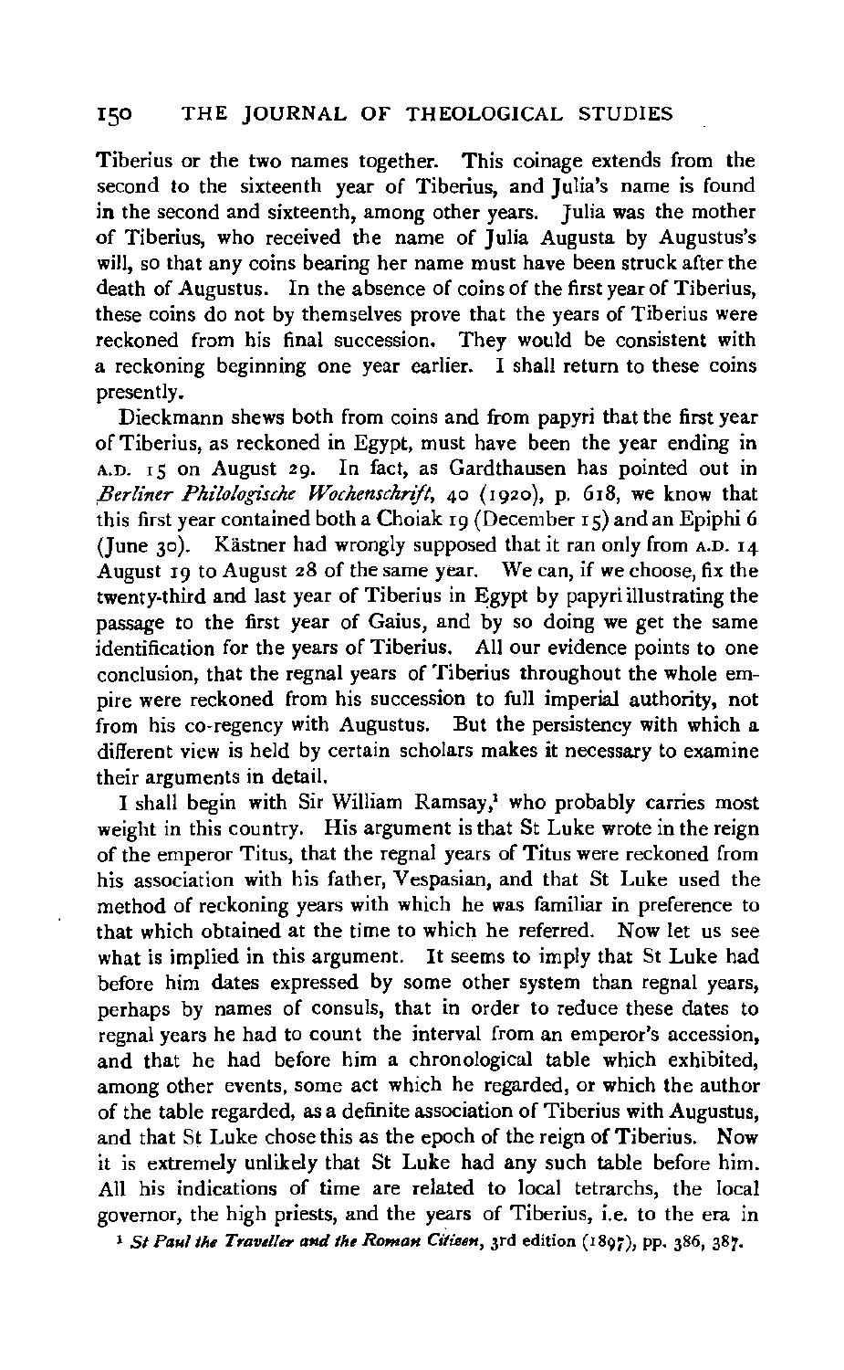Tiberius or the two names together. This coinage extends from the second to the sixteenth year of Tiberius, and Julia's name is found in the second and sixteenth, among other years. Julia was the mother of Tiberius, who received the name of Julia Augusta by Augustus's will, so that any coins bearing her name must have been struck after the death of Augustus. In the absence of coins of the first year of Tiberius, these coins do not by themselves prove that the years of Tiberius were reckoned from his final succession. They would be consistent with a reckoning beginning one year earlier. I shall return to these coins presently.

Dieckmann shews both from coins and from papyri that the first year of Tiberius, as reckoned in Egypt, must have been the year ending in A.D. 15 on August 29. In fact, as Gardthausen has pointed out in *Berliner Philologische Wochenschrift*, 40 (1920), p. 618, we know that this first year contained both a Choiak 19 (December 15) and an Epiphi 6 (June 30). Kästner had wrongly supposed that it ran only from A.D. 14 August 19 to August 28 of the same year. We can, if we choose, fix the twenty-third and last year of Tiberius in Egypt by papyri illustrating the passage to the first year of Gaius, and by so doing we get the same identification for the years of Tiberius. All our evidence points to one conclusion, that the regnal years of Tiberius throughout the whole empire were reckoned from his succession to full imperial authority, not from his co-regency with Augustus. But the persistency with which a different view is held by certain scholars makes it necessary to examine their arguments in detail.

I shall begin with Sir William Ramsay,[1] who probably carries most weight in this country. His argument is that St Luke wrote in the reign of the emperor Titus, that the regnal years of Titus were reckoned from his association with his father, Vespasian, and that St Luke used the method of reckoning years with which he was familiar in preference to that which obtained at the time to which he referred. Now let us see what is implied in this argument. It seems to imply that St Luke had before him dates expressed by some other system than regnal years, perhaps by names of consuls, that in order to reduce these dates to regnal years he had to count the interval from an emperor's accession, and that he had before him a chronological table which exhibited, among other events, some act which he regarded, or which the author of the table regarded, as a definite association of Tiberius with Augustus, and that St Luke chose this as the epoch of the reign of Tiberius. Now it is extremely unlikely that St Luke had any such table before him. All his indications of time are related to local tetrarchs, the local governor, the high priests, and the years of Tiberius, i.e. to the era in

[1] *St Paul the Traveller and the Roman Citizen*, 3rd edition (1897), pp. 386, 387.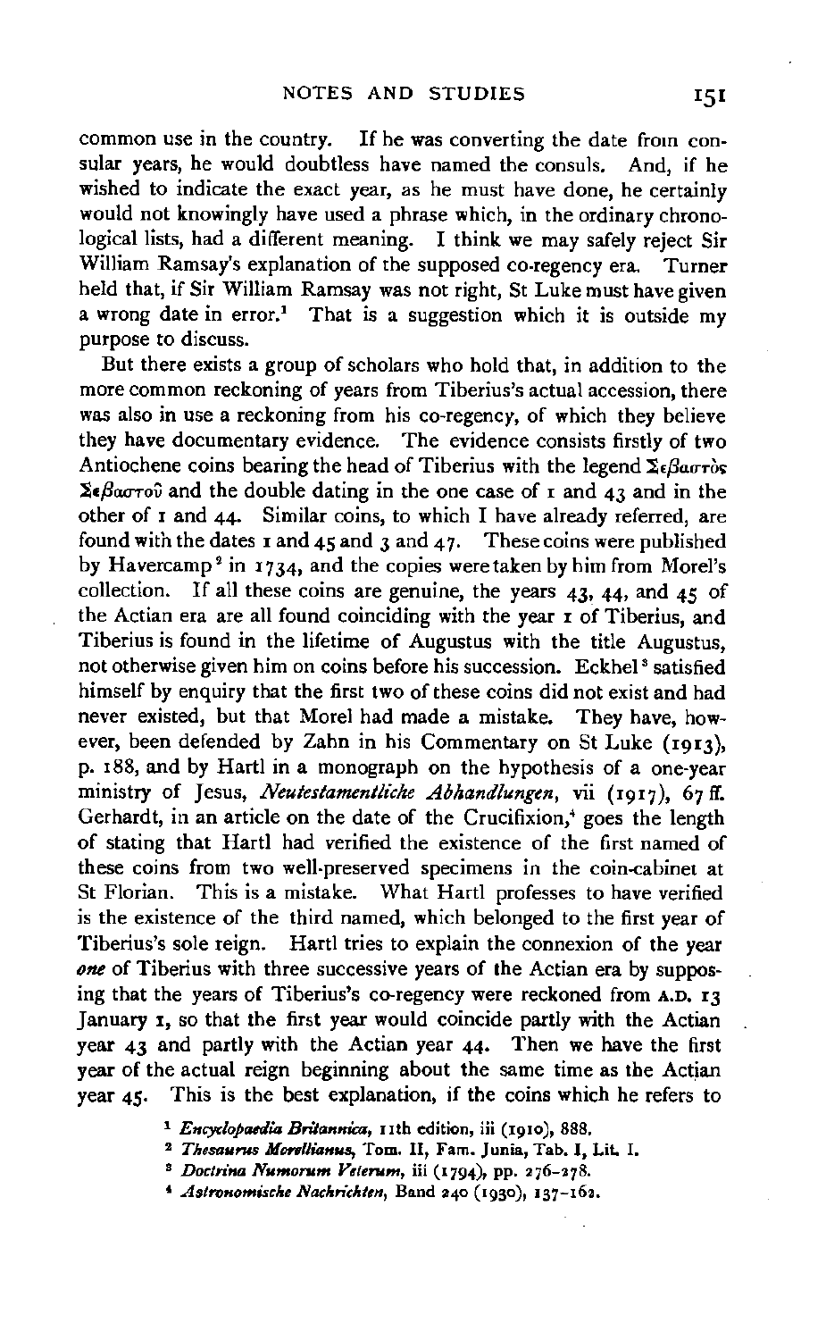common use in the country. If he was converting the date from consular years, he would doubtless have named the consuls. And, if he wished to indicate the exact year, as he must have done, he certainly would not knowingly have used a phrase which, in the ordinary chronological lists, had a different meaning. I think we may safely reject Sir William Ramsay's explanation of the supposed co-regency era. Turner held that, if Sir William Ramsay was not right, St Luke must have given a wrong date in error.[1] That is a suggestion which it is outside my purpose to discuss.

But there exists a group of scholars who hold that, in addition to the more common reckoning of years from Tiberius's actual accession, there was also in use a reckoning from his co-regency, of which they believe they have documentary evidence. The evidence consists firstly of two Antiochene coins bearing the head of Tiberius with the legend Σεβαστὸς Σεβαστοῦ and the double dating in the one case of 1 and 43 and in the other of 1 and 44. Similar coins, to which I have already referred, are found with the dates 1 and 45 and 3 and 47. These coins were published by Havercamp[2] in 1734, and the copies were taken by him from Morel's collection. If all these coins are genuine, the years 43, 44, and 45 of the Actian era are all found coinciding with the year 1 of Tiberius, and Tiberius is found in the lifetime of Augustus with the title Augustus, not otherwise given him on coins before his succession. Eckhel[3] satisfied himself by enquiry that the first two of these coins did not exist and had never existed, but that Morel had made a mistake. They have, however, been defended by Zahn in his Commentary on St Luke (1913), p. 188, and by Hartl in a monograph on the hypothesis of a one-year ministry of Jesus, *Neutestamentliche Abhandlungen*, vii (1917), 67 ff. Gerhardt, in an article on the date of the Crucifixion,[4] goes the length of stating that Hartl had verified the existence of the first named of these coins from two well-preserved specimens in the coin-cabinet at St Florian. This is a mistake. What Hartl professes to have verified is the existence of the third named, which belonged to the first year of Tiberius's sole reign. Hartl tries to explain the connexion of the year *one* of Tiberius with three successive years of the Actian era by supposing that the years of Tiberius's co-regency were reckoned from A.D. 13 January 1, so that the first year would coincide partly with the Actian year 43 and partly with the Actian year 44. Then we have the first year of the actual reign beginning about the same time as the Actian year 45. This is the best explanation, if the coins which he refers to

[1] *Encyclopaedia Britannica*, 11th edition, iii (1910), 888.

[2] *Thesaurus Morellianus*, Tom. II, Fam. Junia, Tab. I, Lit. I.

[3] *Doctrina Numorum Veterum*, iii (1794), pp. 276–278.

[4] *Astronomische Nachrichten*, Band 240 (1930), 137–162.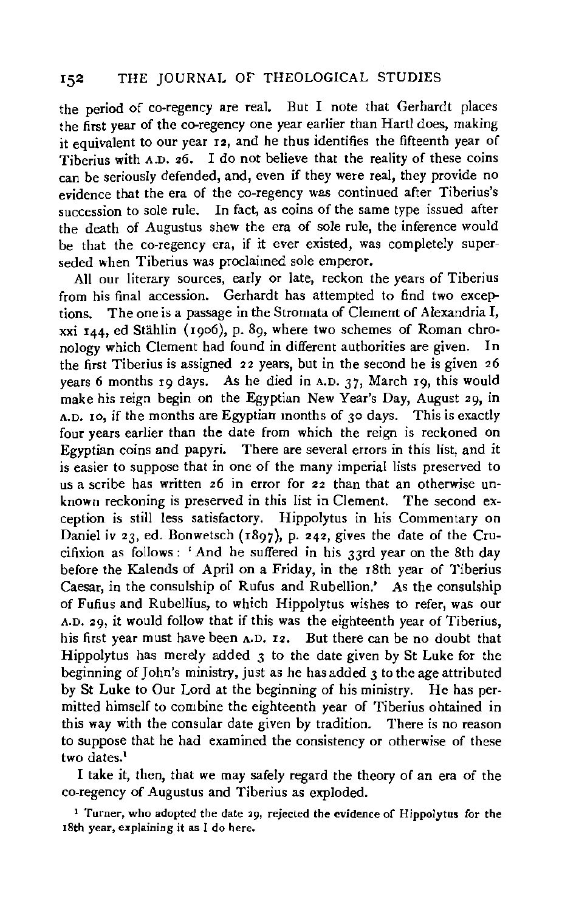the period of co-regency are real. But I note that Gerhardt places the first year of the co-regency one year earlier than Hartl does, making it equivalent to our year 12, and he thus identifies the fifteenth year of Tiberius with A.D. 26. I do not believe that the reality of these coins can be seriously defended, and, even if they were real, they provide no evidence that the era of the co-regency was continued after Tiberius's succession to sole rule. In fact, as coins of the same type issued after the death of Augustus shew the era of sole rule, the inference would be that the co-regency era, if it ever existed, was completely superseded when Tiberius was proclaimed sole emperor.

All our literary sources, early or late, reckon the years of Tiberius from his final accession. Gerhardt has attempted to find two exceptions. The one is a passage in the Stromata of Clement of Alexandria I, xxi 144, ed Stählin (1906), p. 89, where two schemes of Roman chronology which Clement had found in different authorities are given. In the first Tiberius is assigned 22 years, but in the second he is given 26 years 6 months 19 days. As he died in A.D. 37, March 19, this would make his reign begin on the Egyptian New Year's Day, August 29, in A.D. 10, if the months are Egyptian months of 30 days. This is exactly four years earlier than the date from which the reign is reckoned on Egyptian coins and papyri. There are several errors in this list, and it is easier to suppose that in one of the many imperial lists preserved to us a scribe has written 26 in error for 22 than that an otherwise unknown reckoning is preserved in this list in Clement. The second exception is still less satisfactory. Hippolytus in his Commentary on Daniel iv 23, ed. Bonwetsch (1897), p. 242, gives the date of the Crucifixion as follows: 'And he suffered in his 33rd year on the 8th day before the Kalends of April on a Friday, in the 18th year of Tiberius Caesar, in the consulship of Rufus and Rubellion.' As the consulship of Fufius and Rubellius, to which Hippolytus wishes to refer, was our A.D. 29, it would follow that if this was the eighteenth year of Tiberius, his first year must have been A.D. 12. But there can be no doubt that Hippolytus has merely added 3 to the date given by St Luke for the beginning of John's ministry, just as he has added 3 to the age attributed by St Luke to Our Lord at the beginning of his ministry. He has permitted himself to combine the eighteenth year of Tiberius obtained in this way with the consular date given by tradition. There is no reason to suppose that he had examined the consistency or otherwise of these two dates.[1]

I take it, then, that we may safely regard the theory of an era of the co-regency of Augustus and Tiberius as exploded.

[1] Turner, who adopted the date 29, rejected the evidence of Hippolytus for the 18th year, explaining it as I do here.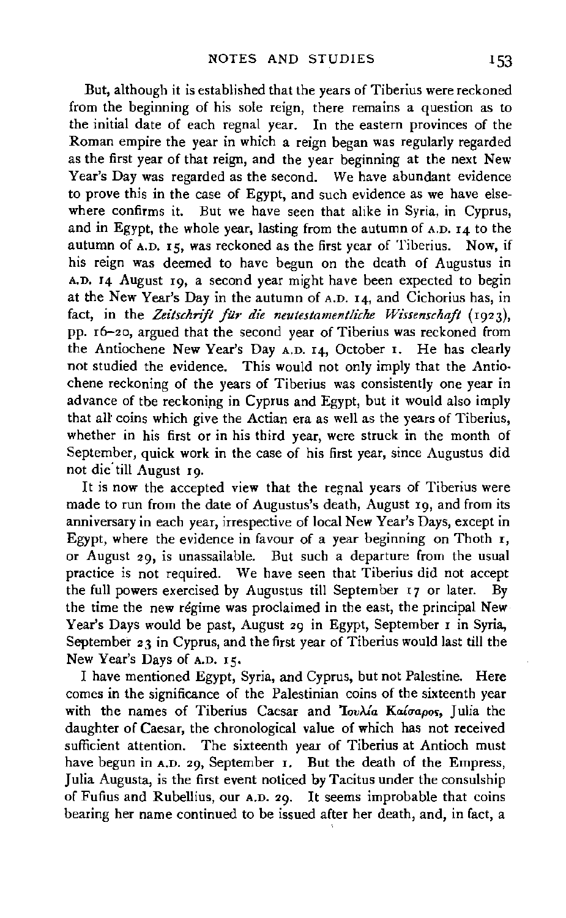But, although it is established that the years of Tiberius were reckoned from the beginning of his sole reign, there remains a question as to the initial date of each regnal year. In the eastern provinces of the Roman empire the year in which a reign began was regularly regarded as the first year of that reign, and the year beginning at the next New Year's Day was regarded as the second. We have abundant evidence to prove this in the case of Egypt, and such evidence as we have elsewhere confirms it. But we have seen that alike in Syria, in Cyprus, and in Egypt, the whole year, lasting from the autumn of A.D. 14 to the autumn of A.D. 15, was reckoned as the first year of Tiberius. Now, if his reign was deemed to have begun on the death of Augustus in A.D. 14 August 19, a second year might have been expected to begin at the New Year's Day in the autumn of A.D. 14, and Cichorius has, in fact, in the *Zeitschrift für die neutestamentliche Wissenschaft* (1923), pp. 16–20, argued that the second year of Tiberius was reckoned from the Antiochene New Year's Day A.D. 14, October 1. He has clearly not studied the evidence. This would not only imply that the Antiochene reckoning of the years of Tiberius was consistently one year in advance of the reckoning in Cyprus and Egypt, but it would also imply that all coins which give the Actian era as well as the years of Tiberius, whether in his first or in his third year, were struck in the month of September, quick work in the case of his first year, since Augustus did not die till August 19.

It is now the accepted view that the regnal years of Tiberius were made to run from the date of Augustus's death, August 19, and from its anniversary in each year, irrespective of local New Year's Days, except in Egypt, where the evidence in favour of a year beginning on Thoth 1, or August 29, is unassailable. But such a departure from the usual practice is not required. We have seen that Tiberius did not accept the full powers exercised by Augustus till September 17 or later. By the time the new régime was proclaimed in the east, the principal New Year's Days would be past, August 29 in Egypt, September 1 in Syria, September 23 in Cyprus, and the first year of Tiberius would last till the New Year's Days of A.D. 15.

I have mentioned Egypt, Syria, and Cyprus, but not Palestine. Here comes in the significance of the Palestinian coins of the sixteenth year with the names of Tiberius Caesar and Ἰουλία Καίσαρος, Julia the daughter of Caesar, the chronological value of which has not received sufficient attention. The sixteenth year of Tiberius at Antioch must have begun in A.D. 29, September 1. But the death of the Empress, Julia Augusta, is the first event noticed by Tacitus under the consulship of Fufius and Rubellius, our A.D. 29. It seems improbable that coins bearing her name continued to be issued after her death, and, in fact, a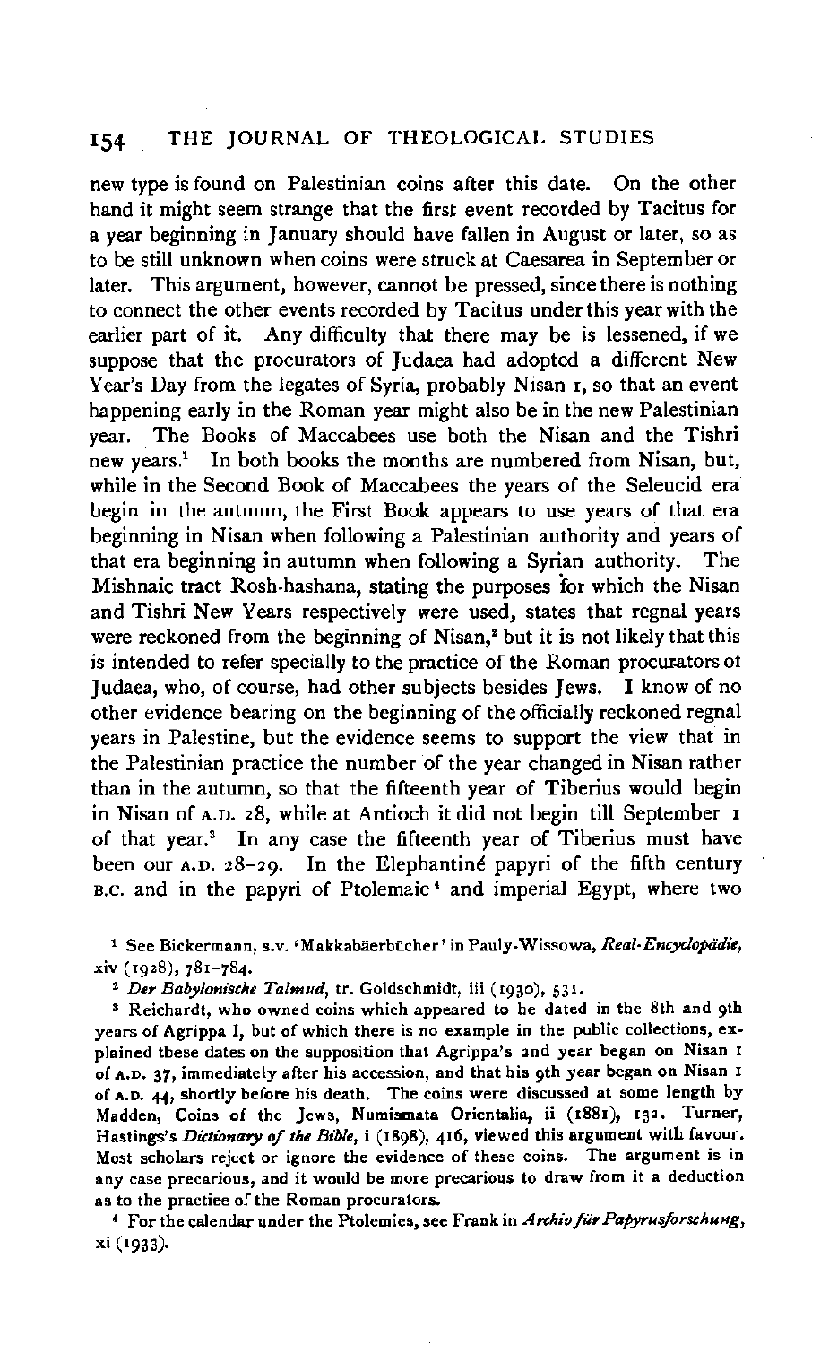new type is found on Palestinian coins after this date. On the other hand it might seem strange that the first event recorded by Tacitus for a year beginning in January should have fallen in August or later, so as to be still unknown when coins were struck at Caesarea in September or later. This argument, however, cannot be pressed, since there is nothing to connect the other events recorded by Tacitus under this year with the earlier part of it. Any difficulty that there may be is lessened, if we suppose that the procurators of Judaea had adopted a different New Year's Day from the legates of Syria, probably Nisan 1, so that an event happening early in the Roman year might also be in the new Palestinian year. The Books of Maccabees use both the Nisan and the Tishri new years.[1] In both books the months are numbered from Nisan, but, while in the Second Book of Maccabees the years of the Seleucid era begin in the autumn, the First Book appears to use years of that era beginning in Nisan when following a Palestinian authority and years of that era beginning in autumn when following a Syrian authority. The Mishnaic tract Rosh-hashana, stating the purposes for which the Nisan and Tishri New Years respectively were used, states that regnal years were reckoned from the beginning of Nisan,[2] but it is not likely that this is intended to refer specially to the practice of the Roman procurators of Judaea, who, of course, had other subjects besides Jews. I know of no other evidence bearing on the beginning of the officially reckoned regnal years in Palestine, but the evidence seems to support the view that in the Palestinian practice the number of the year changed in Nisan rather than in the autumn, so that the fifteenth year of Tiberius would begin in Nisan of A.D. 28, while at Antioch it did not begin till September 1 of that year.[3] In any case the fifteenth year of Tiberius must have been our A.D. 28–29. In the Elephantiné papyri of the fifth century B.C. and in the papyri of Ptolemaic[4] and imperial Egypt, where two

[1] See Bickermann, s.v. 'Makkabäerbücher' in Pauly-Wissowa, *Real-Encyclopädie*, xiv (1928), 781–784.

[2] *Der Babylonische Talmud*, tr. Goldschmidt, iii (1930), 531.

[3] Reichardt, who owned coins which appeared to be dated in the 8th and 9th years of Agrippa I, but of which there is no example in the public collections, explained these dates on the supposition that Agrippa's 2nd year began on Nisan 1 of A.D. 37, immediately after his accession, and that his 9th year began on Nisan 1 of A.D. 44, shortly before his death. The coins were discussed at some length by Madden, Coins of the Jews, Numismata Orientalia, ii (1881), 132. Turner, Hastings's *Dictionary of the Bible*, i (1898), 416, viewed this argument with favour. Most scholars reject or ignore the evidence of these coins. The argument is in any case precarious, and it would be more precarious to draw from it a deduction as to the practice of the Roman procurators.

[4] For the calendar under the Ptolemies, see Frank in *Archiv für Papyrusforschung*, xi (1933).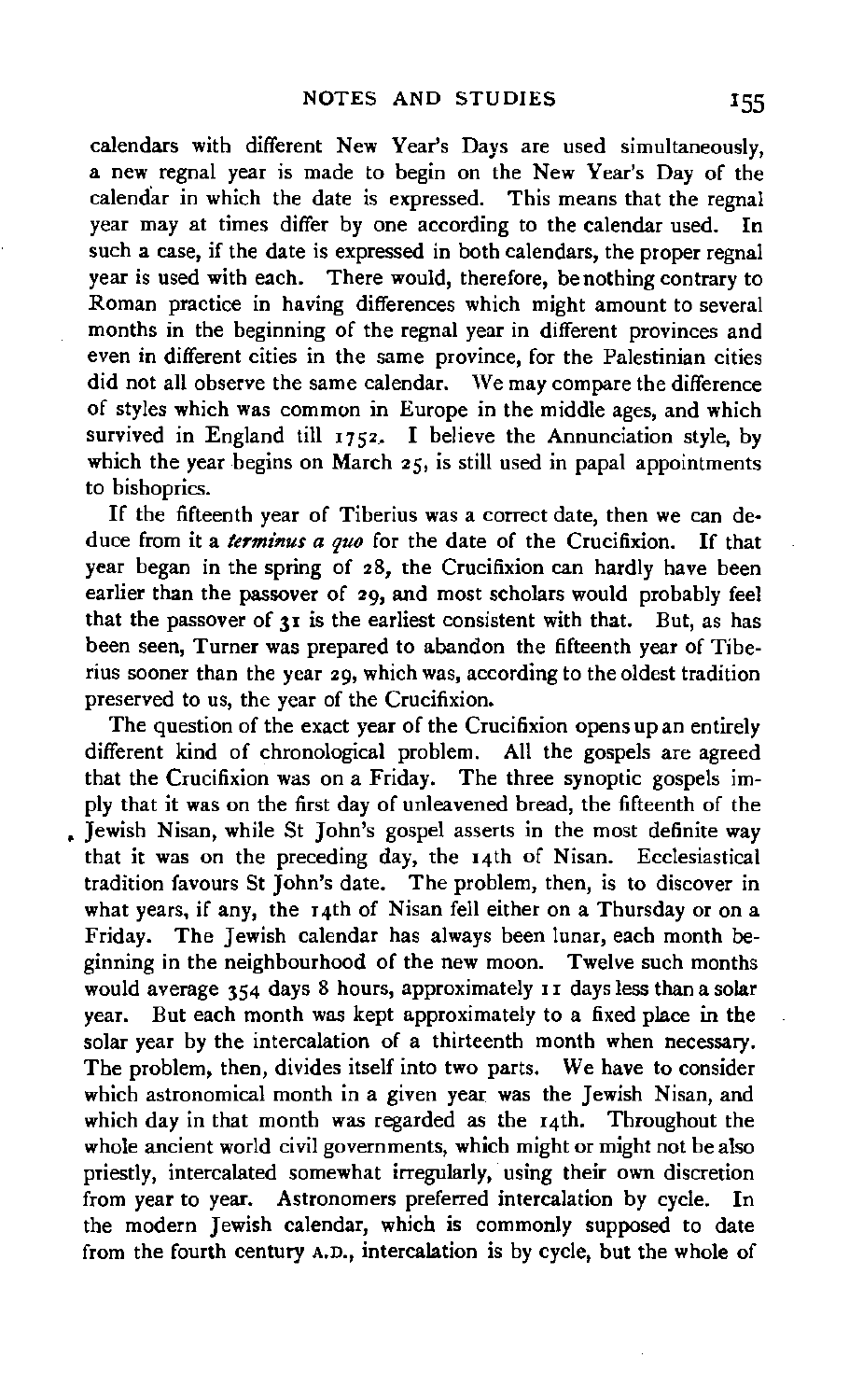calendars with different New Year's Days are used simultaneously, a new regnal year is made to begin on the New Year's Day of the calendar in which the date is expressed. This means that the regnal year may at times differ by one according to the calendar used. In such a case, if the date is expressed in both calendars, the proper regnal year is used with each. There would, therefore, be nothing contrary to Roman practice in having differences which might amount to several months in the beginning of the regnal year in different provinces and even in different cities in the same province, for the Palestinian cities did not all observe the same calendar. We may compare the difference of styles which was common in Europe in the middle ages, and which survived in England till 1752. I believe the Annunciation style, by which the year begins on March 25, is still used in papal appointments to bishoprics.

If the fifteenth year of Tiberius was a correct date, then we can deduce from it a *terminus a quo* for the date of the Crucifixion. If that year began in the spring of 28, the Crucifixion can hardly have been earlier than the passover of 29, and most scholars would probably feel that the passover of 31 is the earliest consistent with that. But, as has been seen, Turner was prepared to abandon the fifteenth year of Tiberius sooner than the year 29, which was, according to the oldest tradition preserved to us, the year of the Crucifixion.

The question of the exact year of the Crucifixion opens up an entirely different kind of chronological problem. All the gospels are agreed that the Crucifixion was on a Friday. The three synoptic gospels imply that it was on the first day of unleavened bread, the fifteenth of the Jewish Nisan, while St John's gospel asserts in the most definite way that it was on the preceding day, the 14th of Nisan. Ecclesiastical tradition favours St John's date. The problem, then, is to discover in what years, if any, the 14th of Nisan fell either on a Thursday or on a Friday. The Jewish calendar has always been lunar, each month beginning in the neighbourhood of the new moon. Twelve such months would average 354 days 8 hours, approximately 11 days less than a solar year. But each month was kept approximately to a fixed place in the solar year by the intercalation of a thirteenth month when necessary. The problem, then, divides itself into two parts. We have to consider which astronomical month in a given year was the Jewish Nisan, and which day in that month was regarded as the 14th. Throughout the whole ancient world civil governments, which might or might not be also priestly, intercalated somewhat irregularly, using their own discretion from year to year. Astronomers preferred intercalation by cycle. In the modern Jewish calendar, which is commonly supposed to date from the fourth century A.D., intercalation is by cycle, but the whole of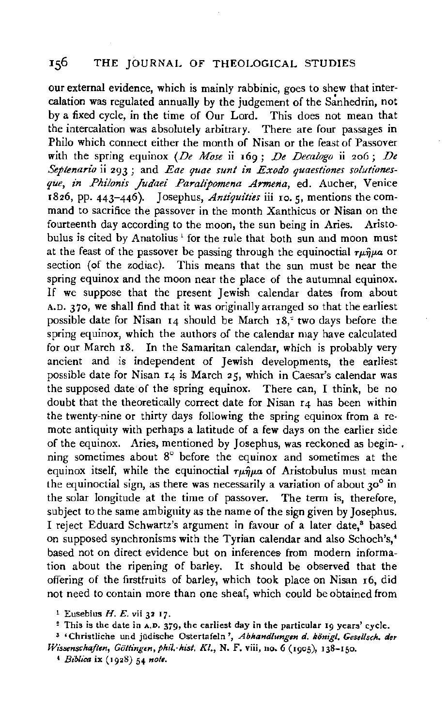our external evidence, which is mainly rabbinic, goes to shew that intercalation was regulated annually by the judgement of the Sanhedrin, not by a fixed cycle, in the time of Our Lord. This does not mean that the intercalation was absolutely arbitrary. There are four passages in Philo which connect either the month of Nisan or the feast of Passover with the spring equinox (*De Mose* ii 169; *De Decalogo* ii 206; *De Septenario* ii 293; and *Eae quae sunt in Exodo quaestiones solutionesque, in Philonis Judaei Paralipomena Armena*, ed. Aucher, Venice 1826, pp. 443–446). Josephus, *Antiquities* iii 10. 5, mentions the command to sacrifice the passover in the month Xanthicus or Nisan on the fourteenth day according to the moon, the sun being in Aries. Aristobulus is cited by Anatolius[1] for the rule that both sun and moon must at the feast of the passover be passing through the equinoctial τμῆμα or section (of the zodiac). This means that the sun must be near the spring equinox and the moon near the place of the autumnal equinox. If we suppose that the present Jewish calendar dates from about A.D. 370, we shall find that it was originally arranged so that the earliest possible date for Nisan 14 should be March 18,[2] two days before the spring equinox, which the authors of the calendar may have calculated for our March 18. In the Samaritan calendar, which is probably very ancient and is independent of Jewish developments, the earliest possible date for Nisan 14 is March 25, which in Caesar's calendar was the supposed date of the spring equinox. There can, I think, be no doubt that the theoretically correct date for Nisan 14 has been within the twenty-nine or thirty days following the spring equinox from a remote antiquity with perhaps a latitude of a few days on the earlier side of the equinox. Aries, mentioned by Josephus, was reckoned as beginning sometimes about 8° before the equinox and sometimes at the equinox itself, while the equinoctial τμῆμα of Aristobulus must mean the equinoctial sign, as there was necessarily a variation of about 30° in the solar longitude at the time of passover. The term is, therefore, subject to the same ambiguity as the name of the sign given by Josephus. I reject Eduard Schwartz's argument in favour of a later date,[3] based on supposed synchronisms with the Tyrian calendar and also Schoch's,[4] based not on direct evidence but on inferences from modern information about the ripening of barley. It should be observed that the offering of the firstfruits of barley, which took place on Nisan 16, did not need to contain more than one sheaf, which could be obtained from

[1] Eusebius *H. E.* vii 32 17.

[2] This is the date in A.D. 379, the earliest day in the particular 19 years' cycle.

[3] 'Christliche und jüdische Ostertafeln', *Abhandlungen d. königl. Gesellsch. der Wissenschaften, Göttingen, phil.-hist. Kl.*, N. F. viii, no. 6 (1905), 138–150.

[4] *Biblica* ix (1928) 54 *note*.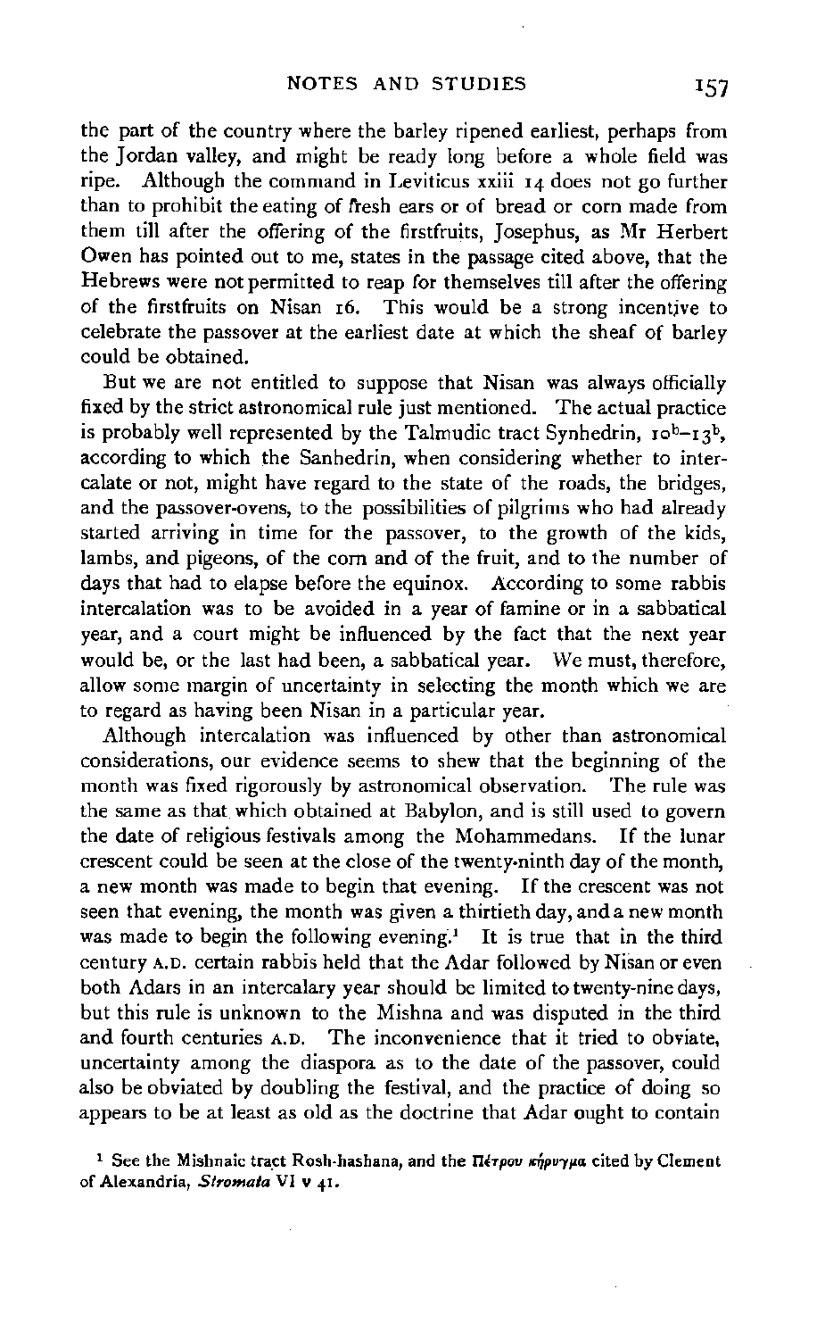the part of the country where the barley ripened earliest, perhaps from the Jordan valley, and might be ready long before a whole field was ripe. Although the command in Leviticus xxiii 14 does not go further than to prohibit the eating of fresh ears or of bread or corn made from them till after the offering of the firstfruits, Josephus, as Mr Herbert Owen has pointed out to me, states in the passage cited above, that the Hebrews were not permitted to reap for themselves till after the offering of the firstfruits on Nisan 16. This would be a strong incentive to celebrate the passover at the earliest date at which the sheaf of barley could be obtained.

But we are not entitled to suppose that Nisan was always officially fixed by the strict astronomical rule just mentioned. The actual practice is probably well represented by the Talmudic tract Synhedrin, 10b–13b, according to which the Sanhedrin, when considering whether to intercalate or not, might have regard to the state of the roads, the bridges, and the passover-ovens, to the possibilities of pilgrims who had already started arriving in time for the passover, to the growth of the kids, lambs, and pigeons, of the corn and of the fruit, and to the number of days that had to elapse before the equinox. According to some rabbis intercalation was to be avoided in a year of famine or in a sabbatical year, and a court might be influenced by the fact that the next year would be, or the last had been, a sabbatical year. We must, therefore, allow some margin of uncertainty in selecting the month which we are to regard as having been Nisan in a particular year.

Although intercalation was influenced by other than astronomical considerations, our evidence seems to shew that the beginning of the month was fixed rigorously by astronomical observation. The rule was the same as that which obtained at Babylon, and is still used to govern the date of religious festivals among the Mohammedans. If the lunar crescent could be seen at the close of the twenty-ninth day of the month, a new month was made to begin that evening. If the crescent was not seen that evening, the month was given a thirtieth day, and a new month was made to begin the following evening.[1] It is true that in the third century A.D. certain rabbis held that the Adar followed by Nisan or even both Adars in an intercalary year should be limited to twenty-nine days, but this rule is unknown to the Mishna and was disputed in the third and fourth centuries A.D. The inconvenience that it tried to obviate, uncertainty among the diaspora as to the date of the passover, could also be obviated by doubling the festival, and the practice of doing so appears to be at least as old as the doctrine that Adar ought to contain

[1] See the Mishnaic tract Rosh-hashana, and the Πέτρου κήρυγμα cited by Clement of Alexandria, *Stromata* VI v 41.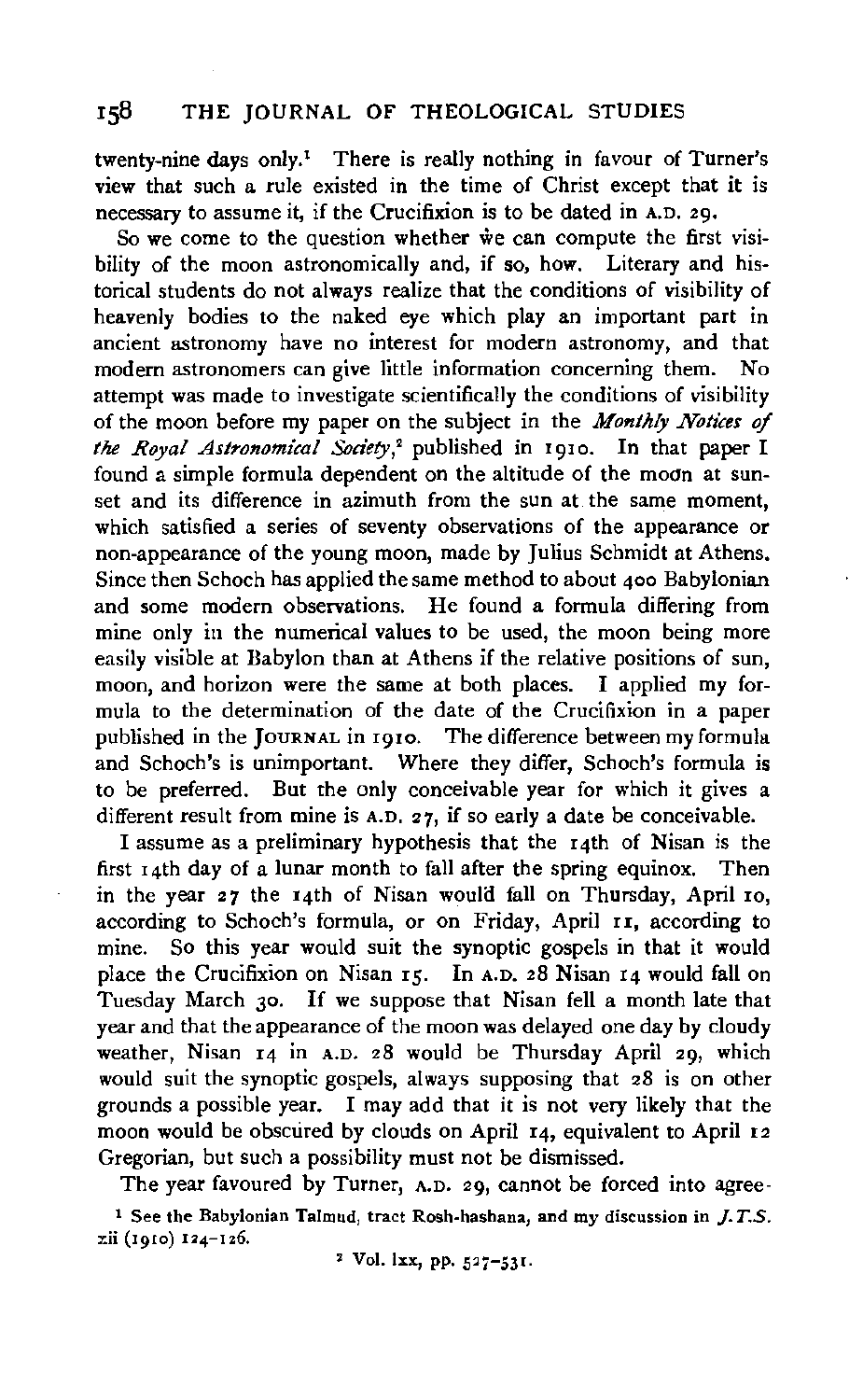twenty-nine days only.[1] There is really nothing in favour of Turner's view that such a rule existed in the time of Christ except that it is necessary to assume it, if the Crucifixion is to be dated in A.D. 29.

So we come to the question whether we can compute the first visibility of the moon astronomically and, if so, how. Literary and historical students do not always realize that the conditions of visibility of heavenly bodies to the naked eye which play an important part in ancient astronomy have no interest for modern astronomy, and that modern astronomers can give little information concerning them. No attempt was made to investigate scientifically the conditions of visibility of the moon before my paper on the subject in the *Monthly Notices of the Royal Astronomical Society*,[2] published in 1910. In that paper I found a simple formula dependent on the altitude of the moon at sunset and its difference in azimuth from the sun at the same moment, which satisfied a series of seventy observations of the appearance or non-appearance of the young moon, made by Julius Schmidt at Athens. Since then Schoch has applied the same method to about 400 Babylonian and some modern observations. He found a formula differing from mine only in the numerical values to be used, the moon being more easily visible at Babylon than at Athens if the relative positions of sun, moon, and horizon were the same at both places. I applied my formula to the determination of the date of the Crucifixion in a paper published in the JOURNAL in 1910. The difference between my formula and Schoch's is unimportant. Where they differ, Schoch's formula is to be preferred. But the only conceivable year for which it gives a different result from mine is A.D. 27, if so early a date be conceivable.

I assume as a preliminary hypothesis that the 14th of Nisan is the first 14th day of a lunar month to fall after the spring equinox. Then in the year 27 the 14th of Nisan would fall on Thursday, April 10, according to Schoch's formula, or on Friday, April 11, according to mine. So this year would suit the synoptic gospels in that it would place the Crucifixion on Nisan 15. In A.D. 28 Nisan 14 would fall on Tuesday March 30. If we suppose that Nisan fell a month late that year and that the appearance of the moon was delayed one day by cloudy weather, Nisan 14 in A.D. 28 would be Thursday April 29, which would suit the synoptic gospels, always supposing that 28 is on other grounds a possible year. I may add that it is not very likely that the moon would be obscured by clouds on April 14, equivalent to April 12 Gregorian, but such a possibility must not be dismissed.

The year favoured by Turner, A.D. 29, cannot be forced into agree-

[1] See the Babylonian Talmud, tract Rosh-hashana, and my discussion in *J.T.S.* xii (1910) 124–126.

[2] Vol. lxx, pp. 527–531.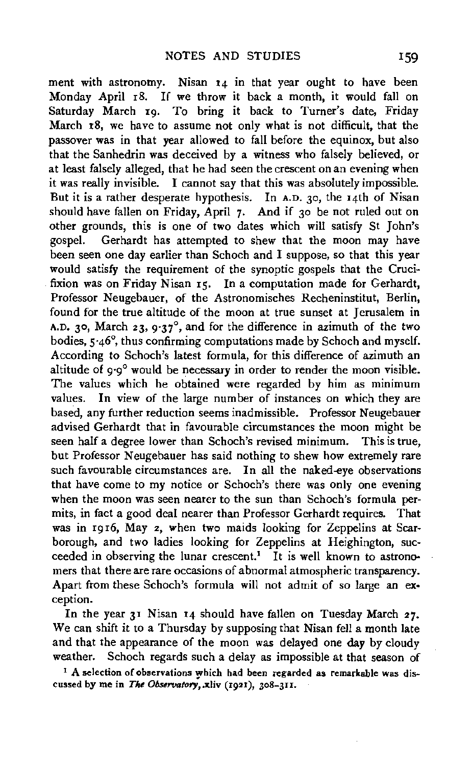ment with astronomy. Nisan 14 in that year ought to have been Monday April 18. If we throw it back a month, it would fall on Saturday March 19. To bring it back to Turner's date, Friday March 18, we have to assume not only what is not difficult, that the passover was in that year allowed to fall before the equinox, but also that the Sanhedrin was deceived by a witness who falsely believed, or at least falsely alleged, that he had seen the crescent on an evening when it was really invisible. I cannot say that this was absolutely impossible. But it is a rather desperate hypothesis. In A.D. 30, the 14th of Nisan should have fallen on Friday, April 7. And if 30 be not ruled out on other grounds, this is one of two dates which will satisfy St John's gospel. Gerhardt has attempted to shew that the moon may have been seen one day earlier than Schoch and I suppose, so that this year would satisfy the requirement of the synoptic gospels that the Crucifixion was on Friday Nisan 15. In a computation made for Gerhardt, Professor Neugebauer, of the Astronomisches Recheninstitut, Berlin, found for the true altitude of the moon at true sunset at Jerusalem in A.D. 30, March 23, 9·37°, and for the difference in azimuth of the two bodies, 5·46°, thus confirming computations made by Schoch and myself. According to Schoch's latest formula, for this difference of azimuth an altitude of 9·9° would be necessary in order to render the moon visible. The values which he obtained were regarded by him as minimum values. In view of the large number of instances on which they are based, any further reduction seems inadmissible. Professor Neugebauer advised Gerhardt that in favourable circumstances the moon might be seen half a degree lower than Schoch's revised minimum. This is true, but Professor Neugebauer has said nothing to shew how extremely rare such favourable circumstances are. In all the naked-eye observations that have come to my notice or Schoch's there was only one evening when the moon was seen nearer to the sun than Schoch's formula permits, in fact a good deal nearer than Professor Gerhardt requires. That was in 1916, May 2, when two maids looking for Zeppelins at Scarborough, and two ladies looking for Zeppelins at Heighington, succeeded in observing the lunar crescent.[1] It is well known to astronomers that there are rare occasions of abnormal atmospheric transparency. Apart from these Schoch's formula will not admit of so large an exception.

In the year 31 Nisan 14 should have fallen on Tuesday March 27. We can shift it to a Thursday by supposing that Nisan fell a month late and that the appearance of the moon was delayed one day by cloudy weather. Schoch regards such a delay as impossible at that season of

[1] A selection of observations which had been regarded as remarkable was discussed by me in *The Observatory*, xliv (1921), 308–311.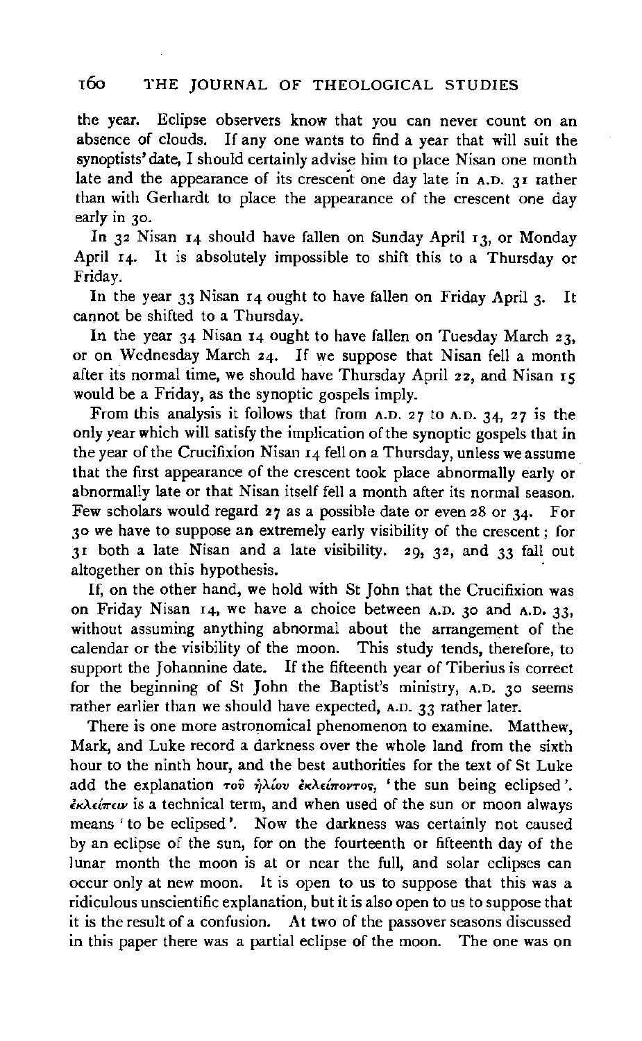the year. Eclipse observers know that you can never count on an absence of clouds. If any one wants to find a year that will suit the synoptists' date, I should certainly advise him to place Nisan one month late and the appearance of its crescent one day late in A.D. 31 rather than with Gerhardt to place the appearance of the crescent one day early in 30.

In 32 Nisan 14 should have fallen on Sunday April 13, or Monday April 14. It is absolutely impossible to shift this to a Thursday or Friday.

In the year 33 Nisan 14 ought to have fallen on Friday April 3. It cannot be shifted to a Thursday.

In the year 34 Nisan 14 ought to have fallen on Tuesday March 23, or on Wednesday March 24. If we suppose that Nisan fell a month after its normal time, we should have Thursday April 22, and Nisan 15 would be a Friday, as the synoptic gospels imply.

From this analysis it follows that from A.D. 27 to A.D. 34, 27 is the only year which will satisfy the implication of the synoptic gospels that in the year of the Crucifixion Nisan 14 fell on a Thursday, unless we assume that the first appearance of the crescent took place abnormally early or abnormally late or that Nisan itself fell a month after its normal season. Few scholars would regard 27 as a possible date or even 28 or 34. For 30 we have to suppose an extremely early visibility of the crescent; for 31 both a late Nisan and a late visibility. 29, 32, and 33 fall out altogether on this hypothesis.

If, on the other hand, we hold with St John that the Crucifixion was on Friday Nisan 14, we have a choice between A.D. 30 and A.D. 33, without assuming anything abnormal about the arrangement of the calendar or the visibility of the moon. This study tends, therefore, to support the Johannine date. If the fifteenth year of Tiberius is correct for the beginning of St John the Baptist's ministry, A.D. 30 seems rather earlier than we should have expected, A.D. 33 rather later.

There is one more astronomical phenomenon to examine. Matthew, Mark, and Luke record a darkness over the whole land from the sixth hour to the ninth hour, and the best authorities for the text of St Luke add the explanation τοῦ ἡλίου ἐκλείποντος, 'the sun being eclipsed'. ἐκλείπειν is a technical term, and when used of the sun or moon always means 'to be eclipsed'. Now the darkness was certainly not caused by an eclipse of the sun, for on the fourteenth or fifteenth day of the lunar month the moon is at or near the full, and solar eclipses can occur only at new moon. It is open to us to suppose that this was a ridiculous unscientific explanation, but it is also open to us to suppose that it is the result of a confusion. At two of the passover seasons discussed in this paper there was a partial eclipse of the moon. The one was on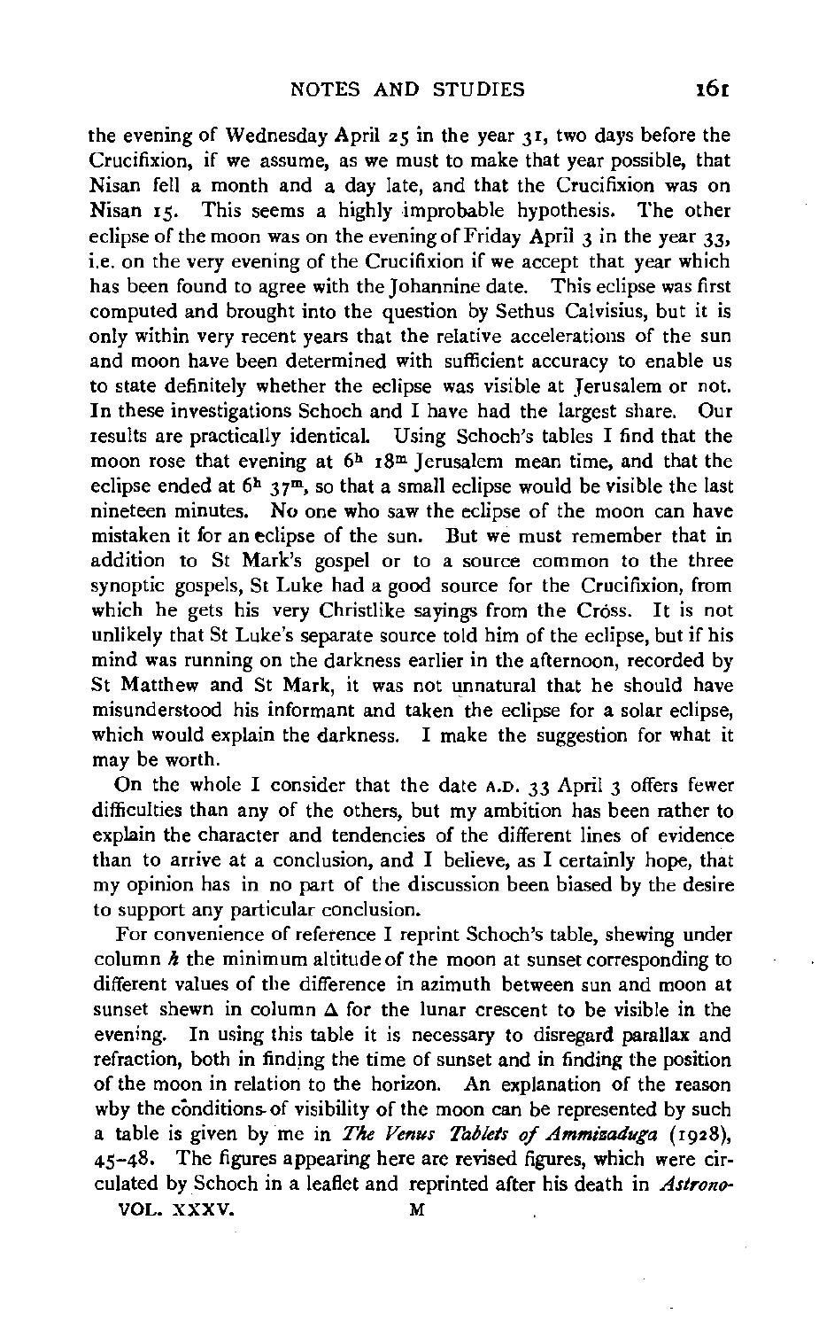the evening of Wednesday April 25 in the year 31, two days before the Crucifixion, if we assume, as we must to make that year possible, that Nisan fell a month and a day late, and that the Crucifixion was on Nisan 15. This seems a highly improbable hypothesis. The other eclipse of the moon was on the evening of Friday April 3 in the year 33, i.e. on the very evening of the Crucifixion if we accept that year which has been found to agree with the Johannine date. This eclipse was first computed and brought into the question by Sethus Calvisius, but it is only within very recent years that the relative accelerations of the sun and moon have been determined with sufficient accuracy to enable us to state definitely whether the eclipse was visible at Jerusalem or not. In these investigations Schoch and I have had the largest share. Our results are practically identical. Using Schoch's tables I find that the moon rose that evening at $6^{h}$ $18^{m}$ Jerusalem mean time, and that the eclipse ended at $6^{h}$ $37^{m}$, so that a small eclipse would be visible the last nineteen minutes. No one who saw the eclipse of the moon can have mistaken it for an eclipse of the sun. But we must remember that in addition to St Mark's gospel or to a source common to the three synoptic gospels, St Luke had a good source for the Crucifixion, from which he gets his very Christlike sayings from the Cross. It is not unlikely that St Luke's separate source told him of the eclipse, but if his mind was running on the darkness earlier in the afternoon, recorded by St Matthew and St Mark, it was not unnatural that he should have misunderstood his informant and taken the eclipse for a solar eclipse, which would explain the darkness. I make the suggestion for what it may be worth.

On the whole I consider that the date A.D. 33 April 3 offers fewer difficulties than any of the others, but my ambition has been rather to explain the character and tendencies of the different lines of evidence than to arrive at a conclusion, and I believe, as I certainly hope, that my opinion has in no part of the discussion been biased by the desire to support any particular conclusion.

For convenience of reference I reprint Schoch's table, shewing under column $h$ the minimum altitude of the moon at sunset corresponding to different values of the difference in azimuth between sun and moon at sunset shewn in column $\Delta$ for the lunar crescent to be visible in the evening. In using this table it is necessary to disregard parallax and refraction, both in finding the time of sunset and in finding the position of the moon in relation to the horizon. An explanation of the reason why the conditions of visibility of the moon can be represented by such a table is given by me in *The Venus Tablets of Ammizaduga* (1928), 45–48. The figures appearing here are revised figures, which were circulated by Schoch in a leaflet and reprinted after his death in *Astrono-*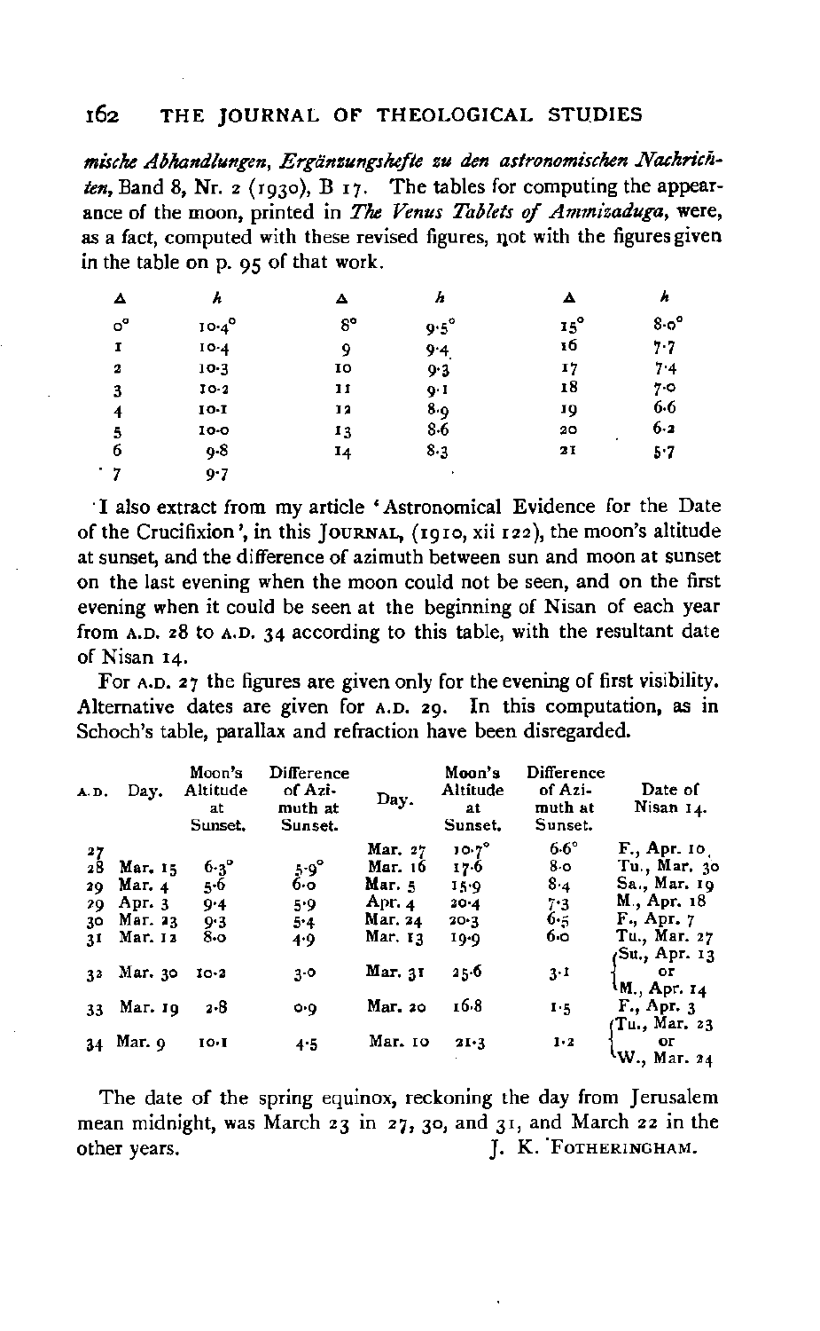*mische Abhandlungen, Ergänzungshefte zu den astronomischen Nachrichten*, Band 8, Nr. 2 (1930), B 17. The tables for computing the appearance of the moon, printed in *The Venus Tablets of Ammizaduga*, were, as a fact, computed with these revised figures, not with the figures given in the table on p. 95 of that work.

| Δ | *h* | Δ | *h* | Δ | *h* |
|---|---|---|---|---|---|
| 0° | 10·4° | 8° | 9·5° | 15° | 8·0° |
| 1 | 10·4 | 9 | 9·4 | 16 | 7·7 |
| 2 | 10·3 | 10 | 9·3 | 17 | 7·4 |
| 3 | 10·2 | 11 | 9·1 | 18 | 7·0 |
| 4 | 10·1 | 12 | 8·9 | 19 | 6·6 |
| 5 | 10·0 | 13 | 8·6 | 20 | 6·2 |
| 6 | 9·8 | 14 | 8·3 | 21 | 5·7 |
| 7 | 9·7 | | | | |

I also extract from my article 'Astronomical Evidence for the Date of the Crucifixion', in this JOURNAL, (1910, xii 122), the moon's altitude at sunset, and the difference of azimuth between sun and moon at sunset on the last evening when the moon could not be seen, and on the first evening when it could be seen at the beginning of Nisan of each year from A.D. 28 to A.D. 34 according to this table, with the resultant date of Nisan 14.

For A.D. 27 the figures are given only for the evening of first visibility. Alternative dates are given for A.D. 29. In this computation, as in Schoch's table, parallax and refraction have been disregarded.

| A.D. | Day. | Moon's Altitude at Sunset. | Difference of Azimuth at Sunset. | Day. | Moon's Altitude at Sunset. | Difference of Azimuth at Sunset. | Date of Nisan 14. |
|---|---|---|---|---|---|---|---|
| 27 | | | | Mar. 27 | 10·7° | 6·6° | F., Apr. 10 |
| 28 | Mar. 15 | 6·3° | 5·9° | Mar. 16 | 17·6 | 8·0 | Tu., Mar. 30 |
| 29 | Mar. 4 | 5·6 | 6·0 | Mar. 5 | 15·9 | 8·4 | Sa., Mar. 19 |
| 29 | Apr. 3 | 9·4 | 5·9 | Apr. 4 | 20·4 | 7·3 | M., Apr. 18 |
| 30 | Mar. 23 | 9·3 | 5·4 | Mar. 24 | 20·3 | 6·5 | F., Apr. 7 |
| 31 | Mar. 12 | 8·0 | 4·9 | Mar. 13 | 19·9 | 6·0 | Tu., Mar. 27 |
| 32 | Mar. 30 | 10·2 | 3·0 | Mar. 31 | 25·6 | 3·1 | Su., Apr. 13 or M., Apr. 14 |
| 33 | Mar. 19 | 2·8 | 0·9 | Mar. 20 | 16·8 | 1·5 | F., Apr. 3 |
| 34 | Mar. 9 | 10·1 | 4·5 | Mar. 10 | 21·3 | 1·2 | Tu., Mar. 23 or W., Mar. 24 |

The date of the spring equinox, reckoning the day from Jerusalem mean midnight, was March 23 in 27, 30, and 31, and March 22 in the other years.

J. K. FOTHERINGHAM.